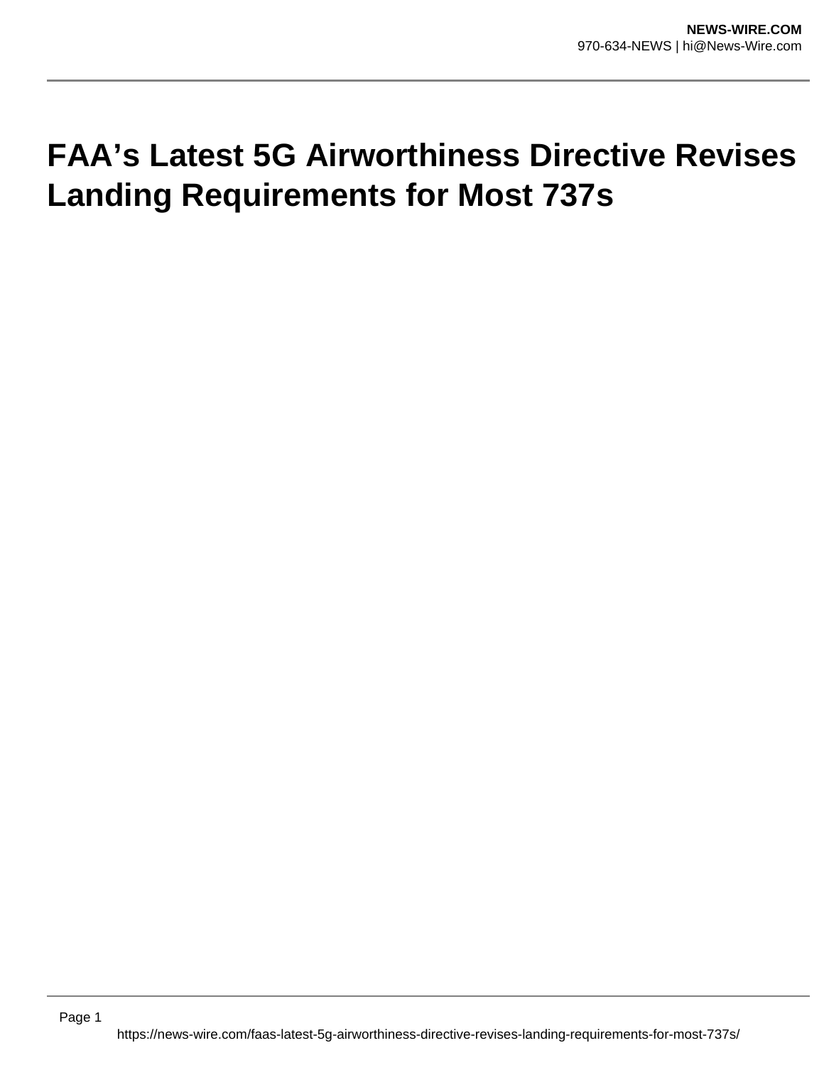# FAA's Latest 5G Airworthiness Directive Revises Landing Requirements for Most 737s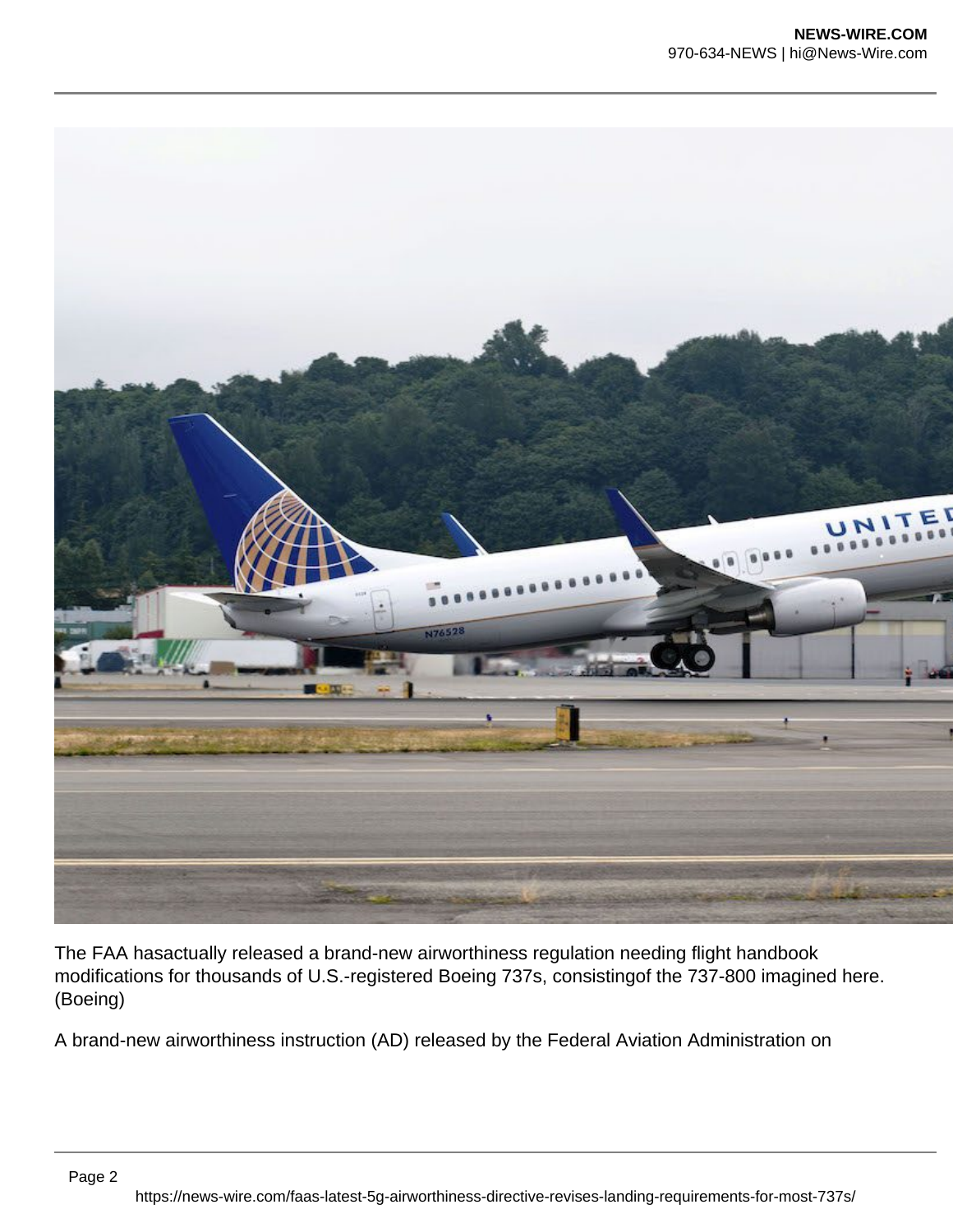The FAA hasactually released a brand-new airworthiness regulation needing flight handbook modifications for thousands of U.S.-registered Boeing 737s, consistingof the 737-800 imagined here. (Boeing)

A brand-new airworthiness instruction (AD) released by the Federal Aviation Administration on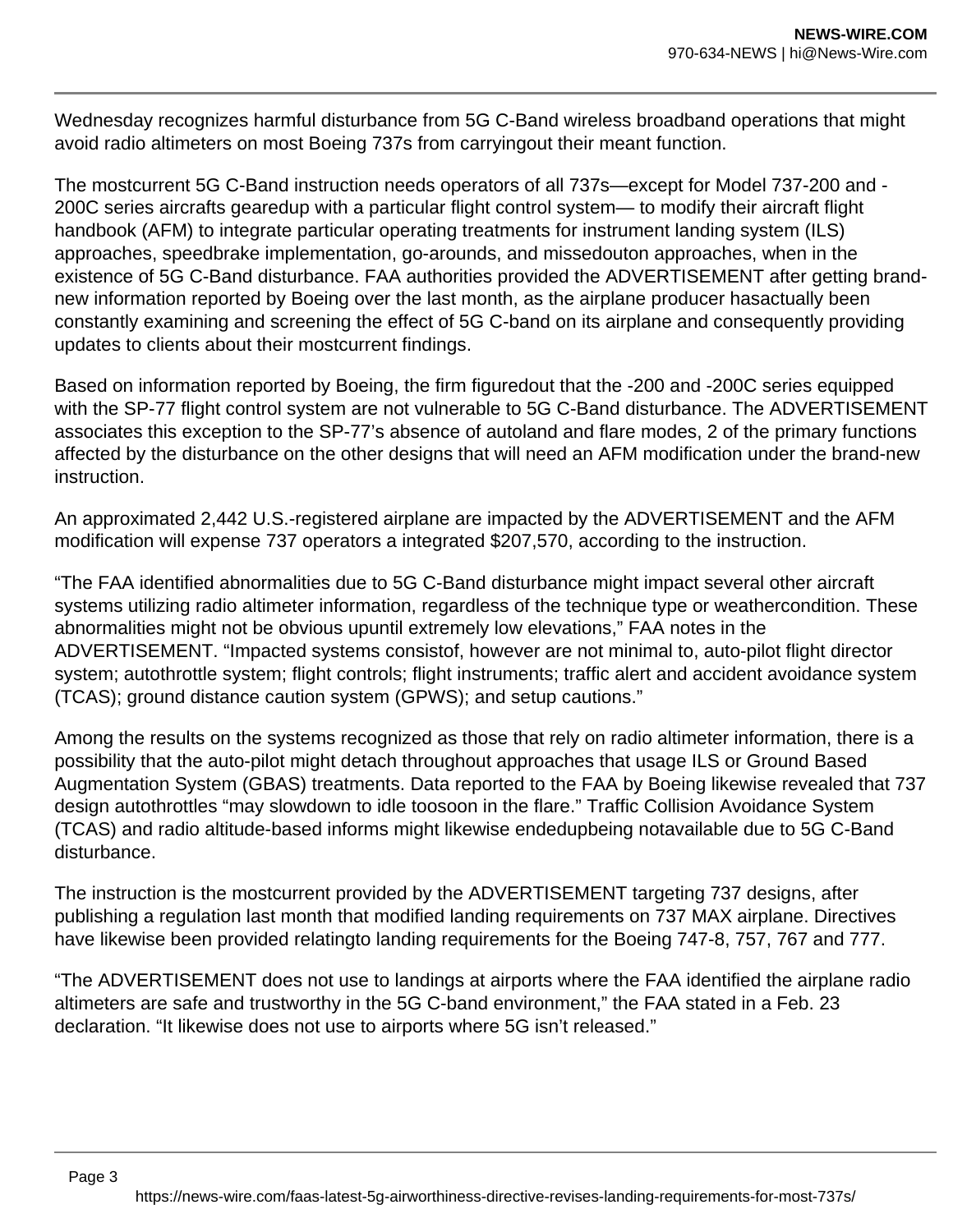Wednesday recognizes harmful disturbance from 5G C-Band wireless broadband operations that might avoid radio altimeters on most Boeing 737s from carryingout their meant function.

The mostcurrent 5G C-Band instruction needs operators of all 737s—except for Model 737-200 and -200C series aircrafts gearedup with a particular flight control system— to modify their aircraft flight handbook (AFM) to integrate particular operating treatments for instrument landing system (ILS) approaches, speedbrake implementation, go-arounds, and missedouton approaches, when in the existence of 5G C-Band disturbance. FAA authorities provided the ADVERTISEMENT after getting brand-new information reported by Boeing over the last month, as the airplane producer hasactually been constantly examining and screening the effect of 5G C-band on its airplane and consequently providing updates to clients about their mostcurrent findings.

Based on information reported by Boeing, the firm figuredout that the -200 and -200C series equipped with the SP-77 flight control system are not vulnerable to 5G C-Band disturbance. The ADVERTISEMENT associates this exception to the SP-77's absence of autoland and flare modes, 2 of the primary functions affected by the disturbance on the other designs that will need an AFM modification under the brand-new instruction.

An approximated 2,442 U.S.-registered airplane are impacted by the ADVERTISEMENT and the AFM modification will expense 737 operators a integrated $207,570, according to the instruction.

"The FAA identified abnormalities due to 5G C-Band disturbance might impact several other aircraft systems utilizing radio altimeter information, regardless of the technique type or weathercondition. These abnormalities might not be obvious upuntil extremely low elevations," FAA notes in the ADVERTISEMENT. "Impacted systems consistof, however are not minimal to, auto-pilot flight director system; autothrottle system; flight controls; flight instruments; traffic alert and accident avoidance system (TCAS); ground distance caution system (GPWS); and setup cautions."

Among the results on the systems recognized as those that rely on radio altimeter information, there is a possibility that the auto-pilot might detach throughout approaches that usage ILS or Ground Based Augmentation System (GBAS) treatments. Data reported to the FAA by Boeing likewise revealed that 737 design autothrottles "may slowdown to idle toosoon in the flare." Traffic Collision Avoidance System (TCAS) and radio altitude-based informs might likewise endedupbeing notavailable due to 5G C-Band disturbance.

The instruction is the mostcurrent provided by the ADVERTISEMENT targeting 737 designs, after publishing a regulation last month that modified landing requirements on 737 MAX airplane. Directives have likewise been provided relatingto landing requirements for the Boeing 747-8, 757, 767 and 777.

"The ADVERTISEMENT does not use to landings at airports where the FAA identified the airplane radio altimeters are safe and trustworthy in the 5G C-band environment," the FAA stated in a Feb. 23 declaration. "It likewise does not use to airports where 5G isn't released."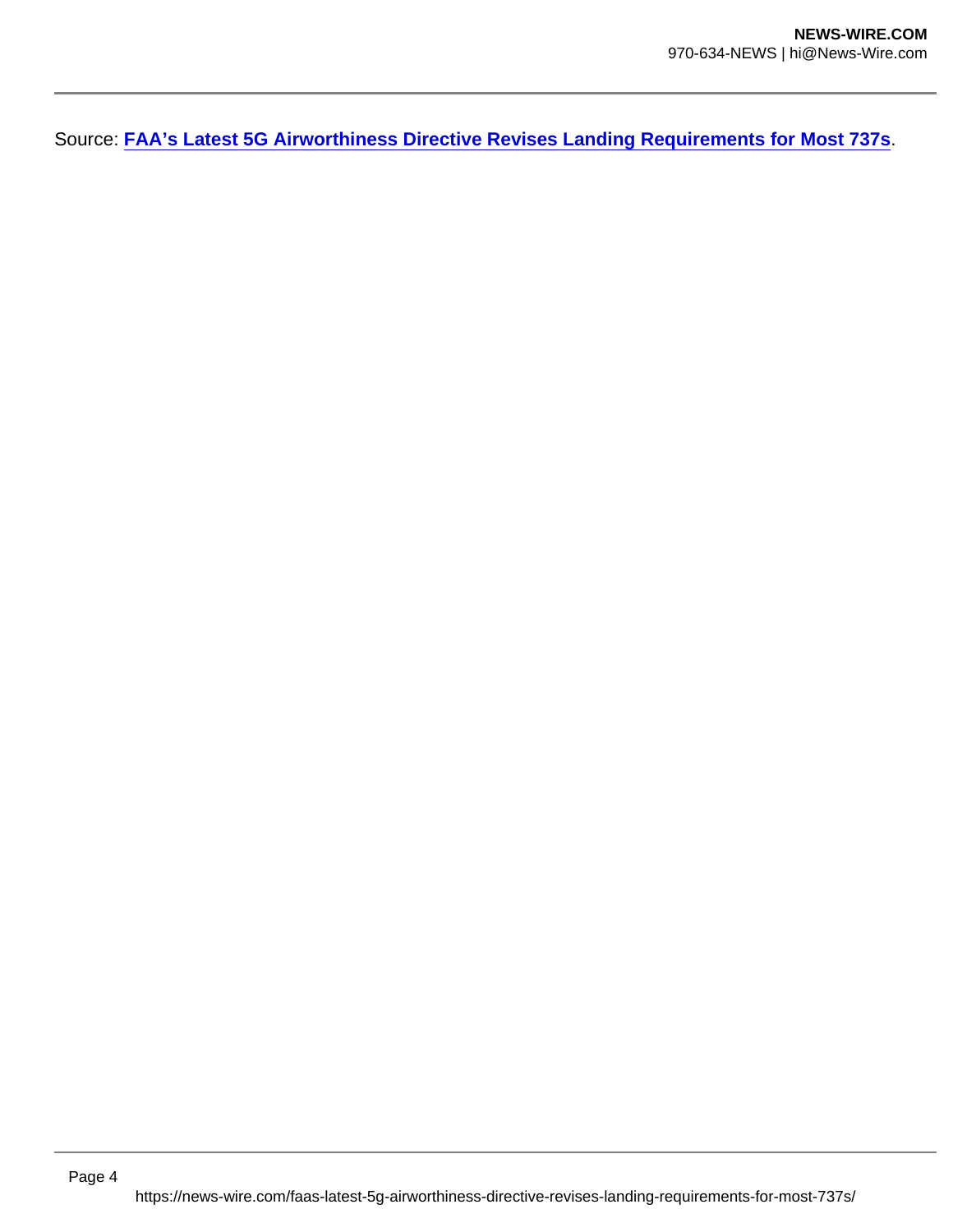Source: **[FAA's Latest 5G Airworthiness Directive Revises Landing Requirements for Most 737s](https://news-wire.com/faas-latest-5g-airworthiness-directive-revises-landing-requirements-for-most-737s/)**.